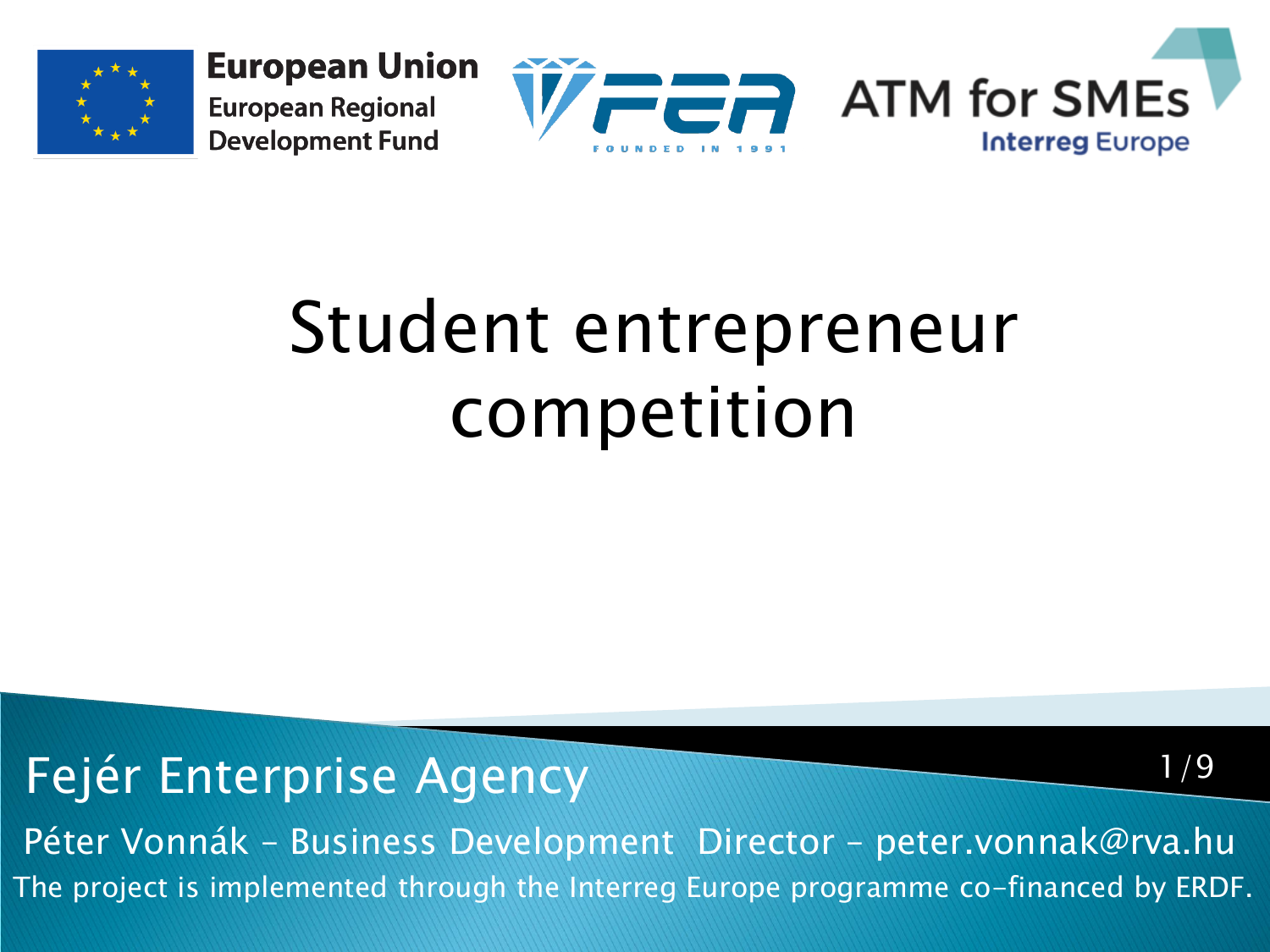European Union
European Regional Development Fund

ATM for SMEs
Interreg Europe

# Student entrepreneur competition

Fejér Enterprise Agency

Péter Vonnák – Business Development Director – peter.vonnak@rva.hu

The project is implemented through the Interreg Europe programme co-financed by ERDF.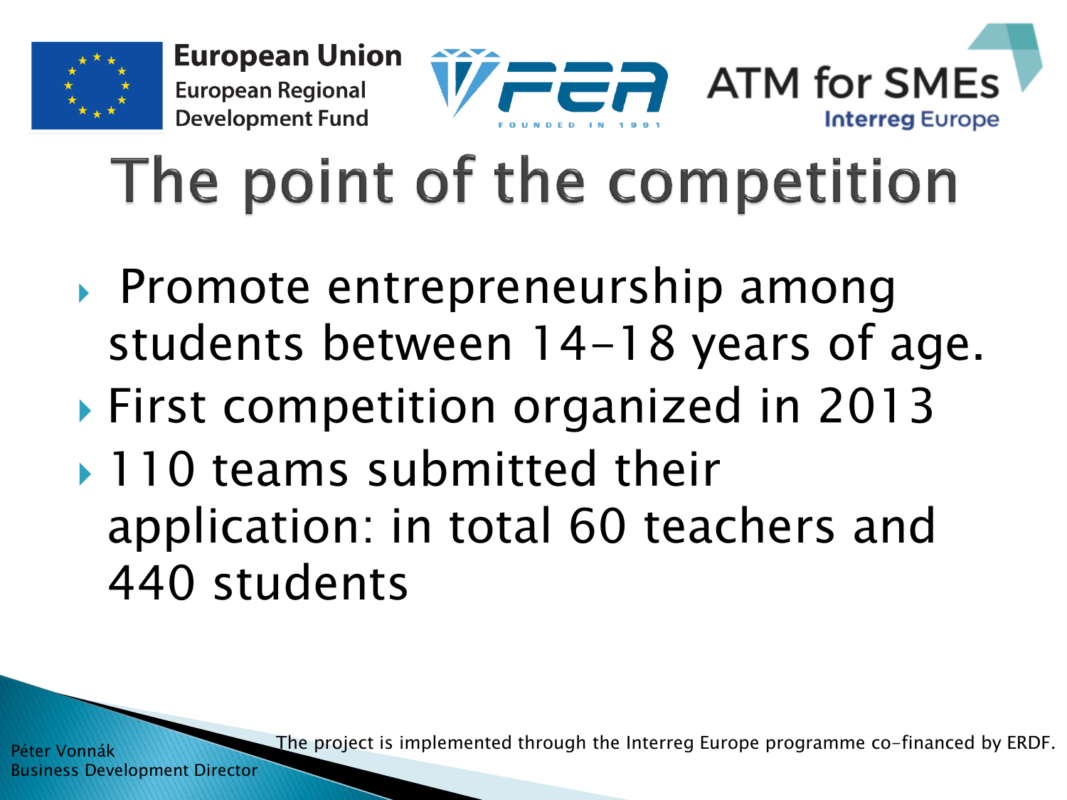# The point of the competition

- Promote entrepreneurship among students between 14-18 years of age.
- First competition organized in 2013
- 110 teams submitted their application: in total 60 teachers and 440 students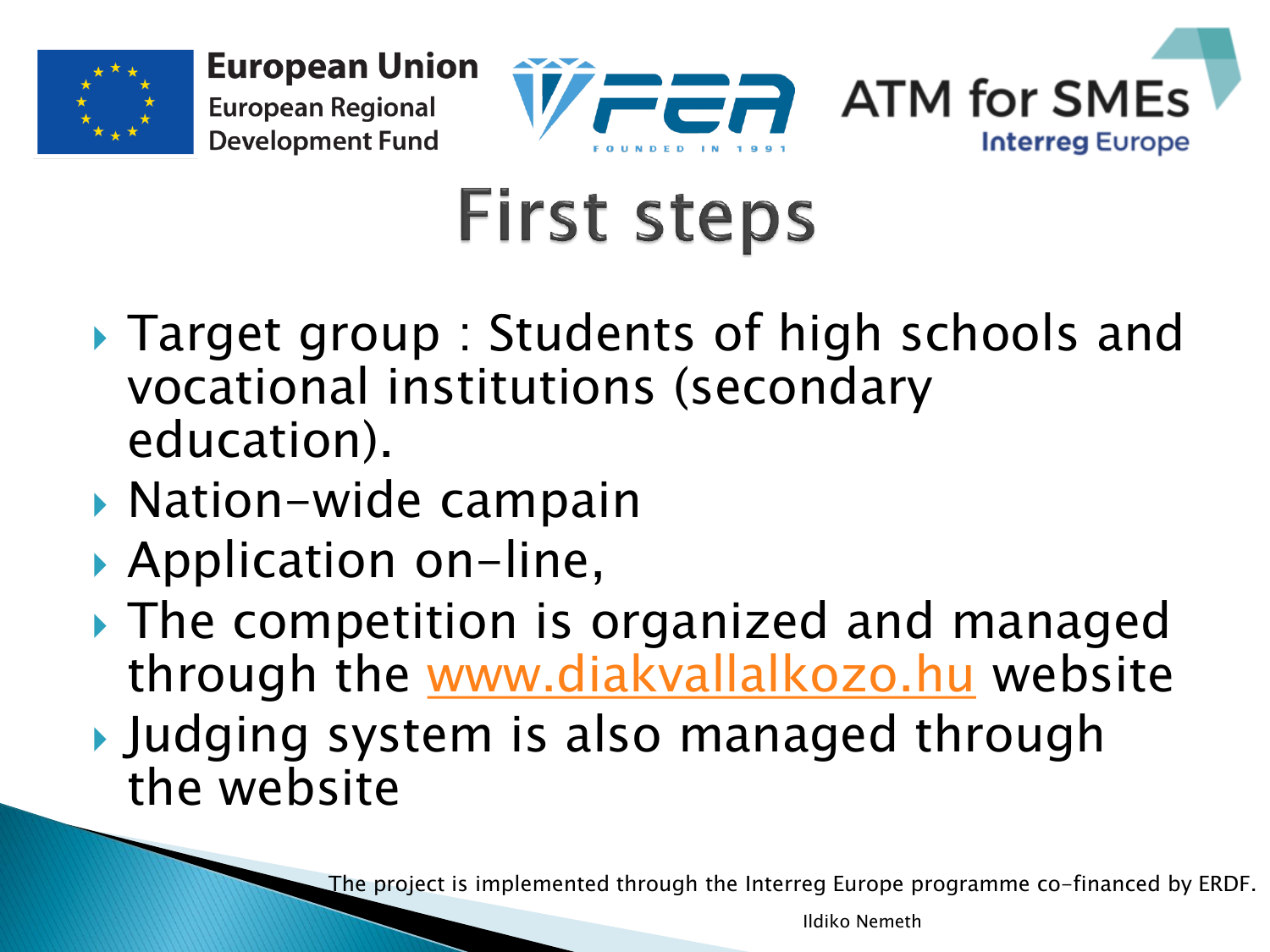# First steps

- Target group : Students of high schools and vocational institutions (secondary education).
- Nation-wide campain
- Application on-line,
- The competition is organized and managed through the [www.diakvallalkozo.hu](http://www.diakvallalkozo.hu) website
- Judging system is also managed through the website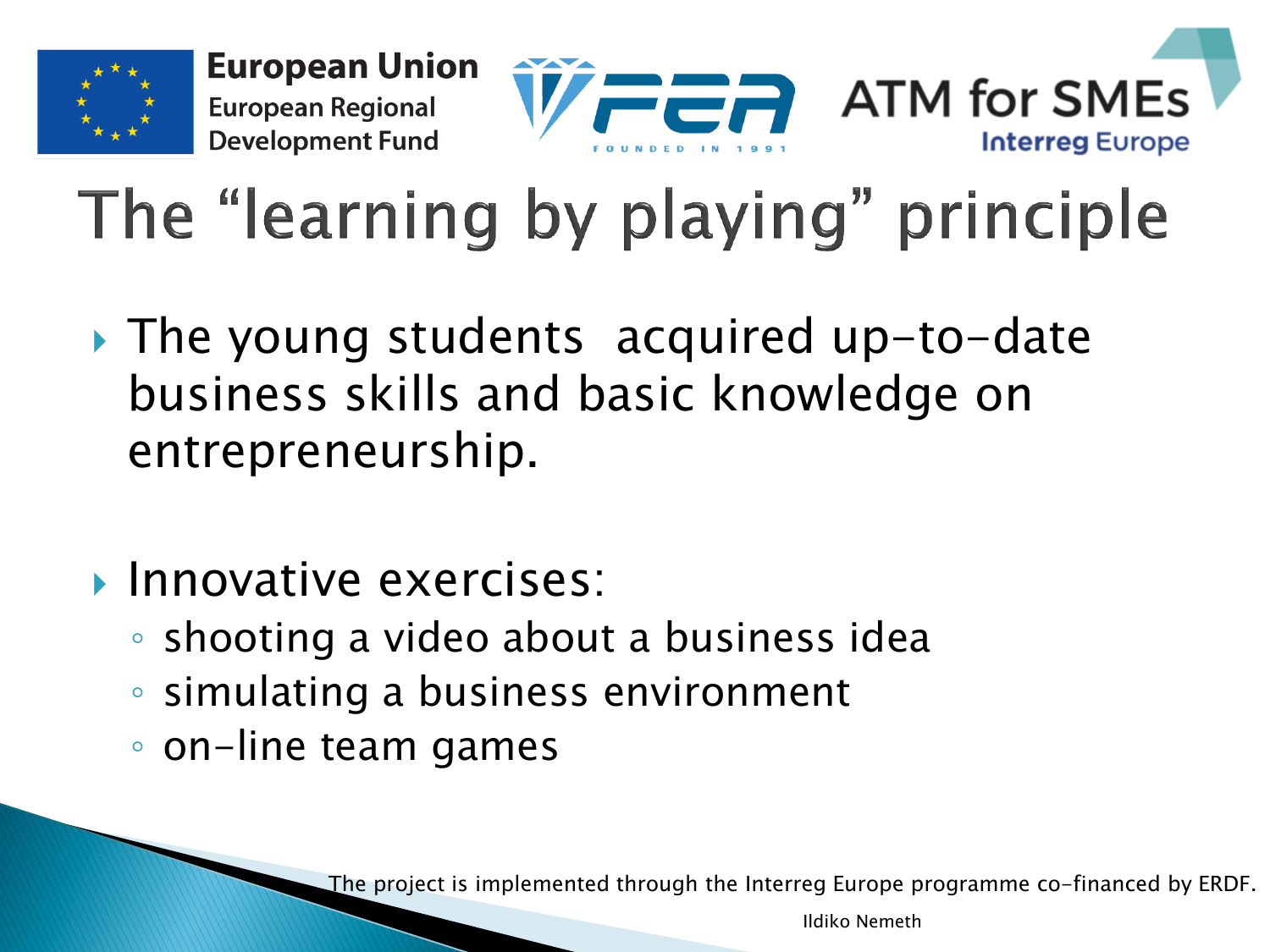European Union
European Regional Development Fund

FEA FOUNDED IN 1991

ATM for SMEs
Interreg Europe

# The "learning by playing" principle

- The young students acquired up-to-date business skills and basic knowledge on entrepreneurship.
- Innovative exercises:
  - shooting a video about a business idea
  - simulating a business environment
  - on-line team games

The project is implemented through the Interreg Europe programme co-financed by ERDF.

Ildiko Nemeth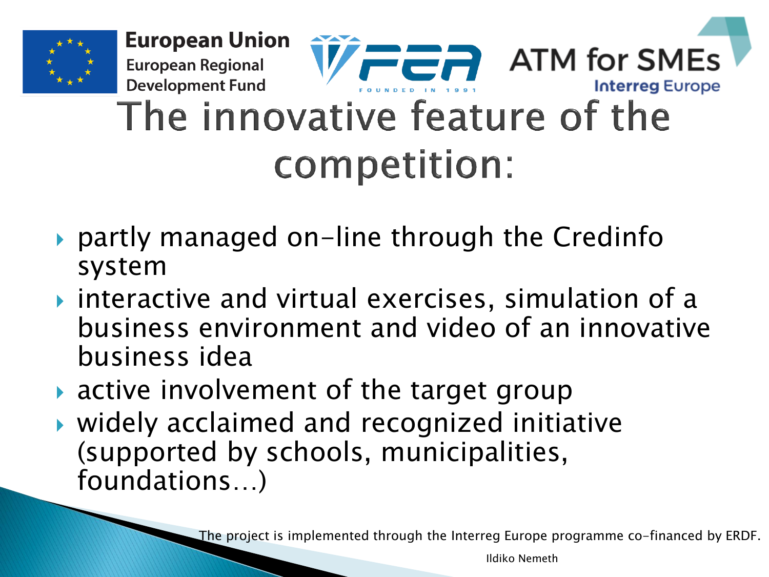European Union
European Regional Development Fund

ATM for SMEs
Interreg Europe

# The innovative feature of the competition:

- partly managed on-line through the Credinfo system
- interactive and virtual exercises, simulation of a business environment and video of an innovative business idea
- active involvement of the target group
- widely acclaimed and recognized initiative (supported by schools, municipalities, foundations…)

The project is implemented through the Interreg Europe programme co-financed by ERDF.

Ildiko Nemeth